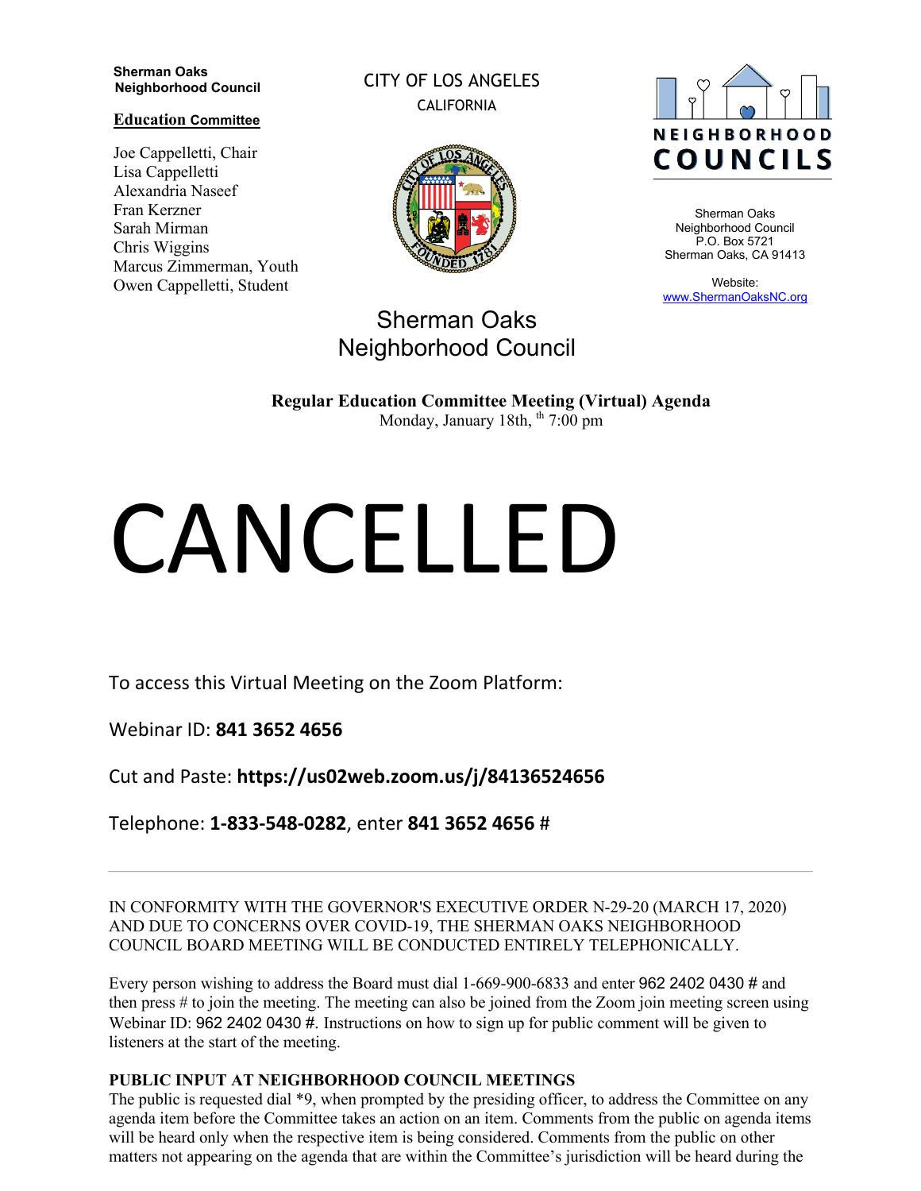**Sherman Oaks Neighborhood Council**

**Education Committee**

Joe Cappelletti, Chair
Lisa Cappelletti
Alexandria Naseef
Fran Kerzner
Sarah Mirman
Chris Wiggins
Marcus Zimmerman, Youth
Owen Cappelletti, Student

CITY OF LOS ANGELES
CALIFORNIA

NEIGHBORHOOD COUNCILS

Sherman Oaks Neighborhood Council
P.O. Box 5721
Sherman Oaks, CA 91413

Website:
www.ShermanOaksNC.org

# Sherman Oaks Neighborhood Council

**Regular Education Committee Meeting (Virtual) Agenda**
Monday, January 18th, th 7:00 pm

# CANCELLED

To access this Virtual Meeting on the Zoom Platform:

Webinar ID: **841 3652 4656**

Cut and Paste: **https://us02web.zoom.us/j/84136524656**

Telephone: **1-833-548-0282**, enter **841 3652 4656** #

---

IN CONFORMITY WITH THE GOVERNOR'S EXECUTIVE ORDER N-29-20 (MARCH 17, 2020) AND DUE TO CONCERNS OVER COVID-19, THE SHERMAN OAKS NEIGHBORHOOD COUNCIL BOARD MEETING WILL BE CONDUCTED ENTIRELY TELEPHONICALLY.

Every person wishing to address the Board must dial 1-669-900-6833 and enter 962 2402 0430 # and then press # to join the meeting. The meeting can also be joined from the Zoom join meeting screen using Webinar ID: 962 2402 0430 #. Instructions on how to sign up for public comment will be given to listeners at the start of the meeting.

**PUBLIC INPUT AT NEIGHBORHOOD COUNCIL MEETINGS**

The public is requested dial *9, when prompted by the presiding officer, to address the Committee on any agenda item before the Committee takes an action on an item. Comments from the public on agenda items will be heard only when the respective item is being considered. Comments from the public on other matters not appearing on the agenda that are within the Committee's jurisdiction will be heard during the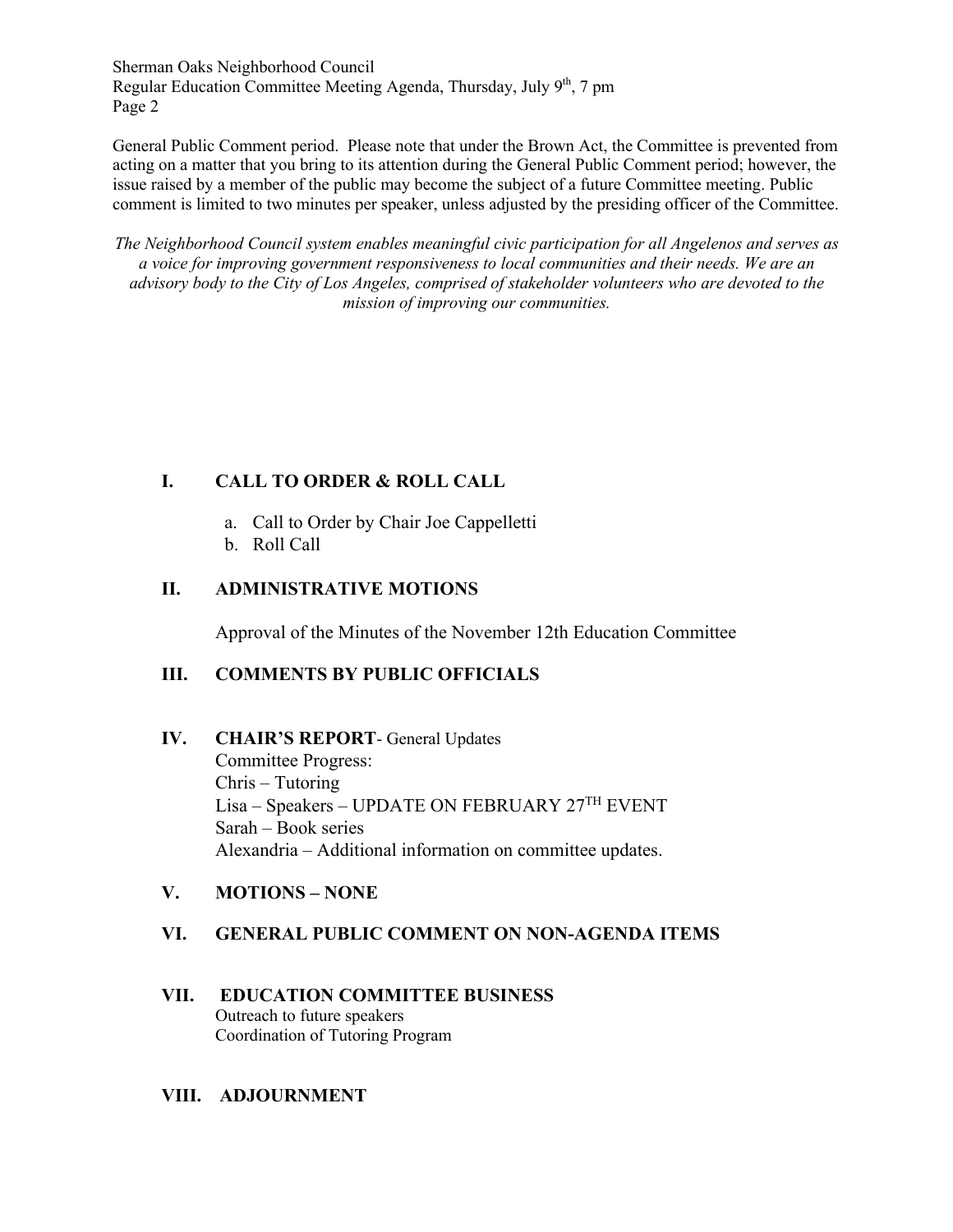General Public Comment period. Please note that under the Brown Act, the Committee is prevented from acting on a matter that you bring to its attention during the General Public Comment period; however, the issue raised by a member of the public may become the subject of a future Committee meeting. Public comment is limited to two minutes per speaker, unless adjusted by the presiding officer of the Committee.

*The Neighborhood Council system enables meaningful civic participation for all Angelenos and serves as a voice for improving government responsiveness to local communities and their needs. We are an advisory body to the City of Los Angeles, comprised of stakeholder volunteers who are devoted to the mission of improving our communities.*

## I. CALL TO ORDER & ROLL CALL

a. Call to Order by Chair Joe Cappelletti
b. Roll Call

## II. ADMINISTRATIVE MOTIONS

Approval of the Minutes of the November 12th Education Committee

## III. COMMENTS BY PUBLIC OFFICIALS

## IV. CHAIR'S REPORT- General Updates

Committee Progress:
Chris – Tutoring
Lisa – Speakers – UPDATE ON FEBRUARY 27TH EVENT
Sarah – Book series
Alexandria – Additional information on committee updates.

## V. MOTIONS – NONE

## VI. GENERAL PUBLIC COMMENT ON NON-AGENDA ITEMS

## VII. EDUCATION COMMITTEE BUSINESS

Outreach to future speakers
Coordination of Tutoring Program

## VIII. ADJOURNMENT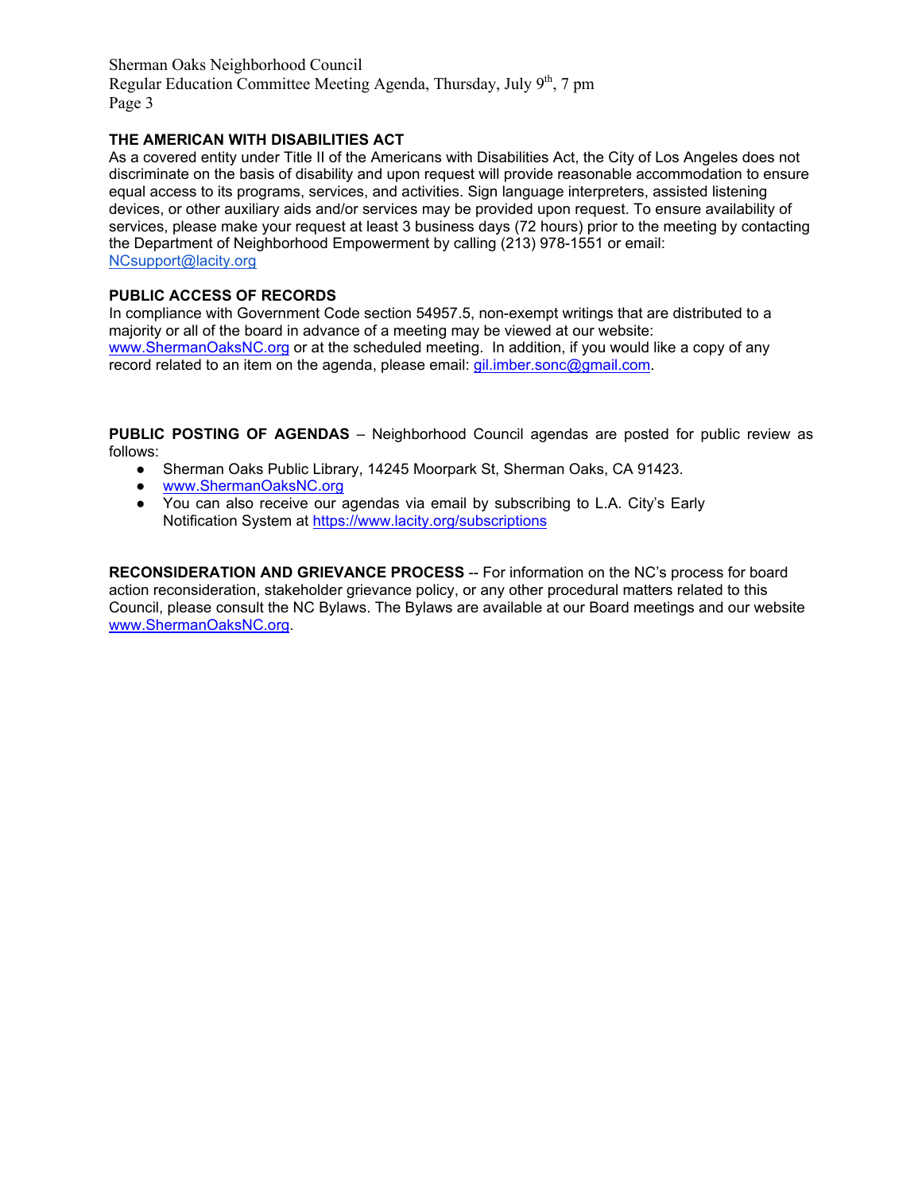## THE AMERICAN WITH DISABILITIES ACT

As a covered entity under Title II of the Americans with Disabilities Act, the City of Los Angeles does not discriminate on the basis of disability and upon request will provide reasonable accommodation to ensure equal access to its programs, services, and activities. Sign language interpreters, assisted listening devices, or other auxiliary aids and/or services may be provided upon request. To ensure availability of services, please make your request at least 3 business days (72 hours) prior to the meeting by contacting the Department of Neighborhood Empowerment by calling (213) 978-1551 or email: NCsupport@lacity.org

## PUBLIC ACCESS OF RECORDS

In compliance with Government Code section 54957.5, non-exempt writings that are distributed to a majority or all of the board in advance of a meeting may be viewed at our website: www.ShermanOaksNC.org or at the scheduled meeting. In addition, if you would like a copy of any record related to an item on the agenda, please email: gil.imber.sonc@gmail.com.

**PUBLIC POSTING OF AGENDAS** – Neighborhood Council agendas are posted for public review as follows:

- Sherman Oaks Public Library, 14245 Moorpark St, Sherman Oaks, CA 91423.
- www.ShermanOaksNC.org
- You can also receive our agendas via email by subscribing to L.A. City's Early Notification System at https://www.lacity.org/subscriptions

**RECONSIDERATION AND GRIEVANCE PROCESS** -- For information on the NC's process for board action reconsideration, stakeholder grievance policy, or any other procedural matters related to this Council, please consult the NC Bylaws. The Bylaws are available at our Board meetings and our website www.ShermanOaksNC.org.